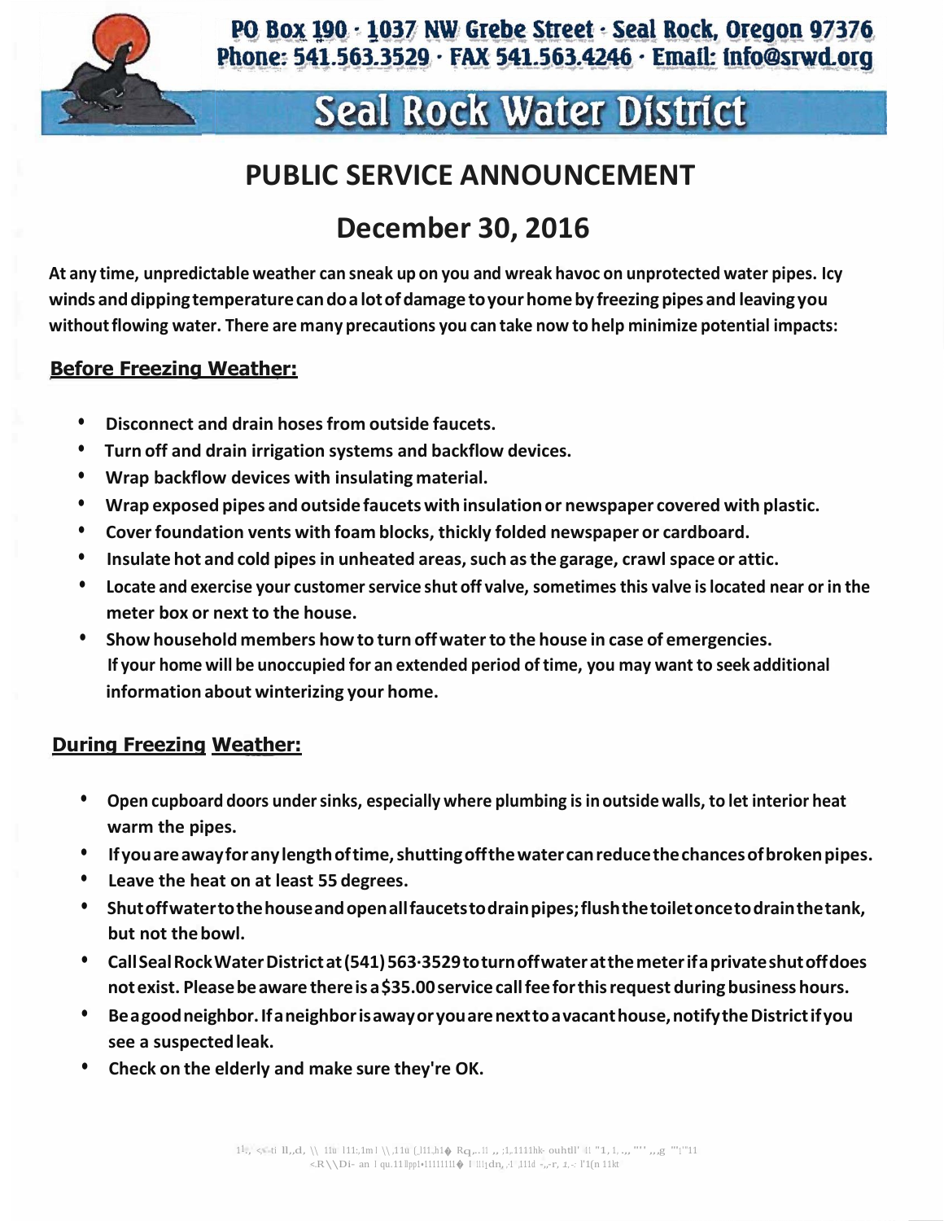PO Box 190 · 1037 NW Grebe Street · Seal Rock, Oregon 97376
Phone: 541.563.3529 · FAX 541.563.4246 · Email: info@srwd.org

# Seal Rock Water District

## PUBLIC SERVICE ANNOUNCEMENT

## December 30, 2016

**At any time, unpredictable weather can sneak up on you and wreak havoc on unprotected water pipes. Icy winds and dipping temperature can do a lot of damage to your home by freezing pipes and leaving you without flowing water. There are many precautions you can take now to help minimize potential impacts:**

### Before Freezing Weather:

- **Disconnect and drain hoses from outside faucets.**
- **Turn off and drain irrigation systems and backflow devices.**
- **Wrap backflow devices with insulating material.**
- **Wrap exposed pipes and outside faucets with insulation or newspaper covered with plastic.**
- **Cover foundation vents with foam blocks, thickly folded newspaper or cardboard.**
- **Insulate hot and cold pipes in unheated areas, such as the garage, crawl space or attic.**
- **Locate and exercise your customer service shut off valve, sometimes this valve is located near or in the meter box or next to the house.**
- **Show household members how to turn off water to the house in case of emergencies. If your home will be unoccupied for an extended period of time, you may want to seek additional information about winterizing your home.**

### During Freezing Weather:

- **Open cupboard doors under sinks, especially where plumbing is in outside walls, to let interior heat warm the pipes.**
- **If you are away for any length of time, shutting off the water can reduce the chances of broken pipes.**
- **Leave the heat on at least 55 degrees.**
- **Shut off water to the house and open all faucets to drain pipes; flush the toilet once to drain the tank, but not the bowl.**
- **Call Seal Rock Water District at (541) 563-3529 to turn off water at the meter if a private shut off does not exist. Please be aware there is a $35.00 service call fee for this request during business hours.**
- **Be a good neighbor. If a neighbor is away or you are next to a vacant house, notify the District if you see a suspected leak.**
- **Check on the elderly and make sure they're OK.**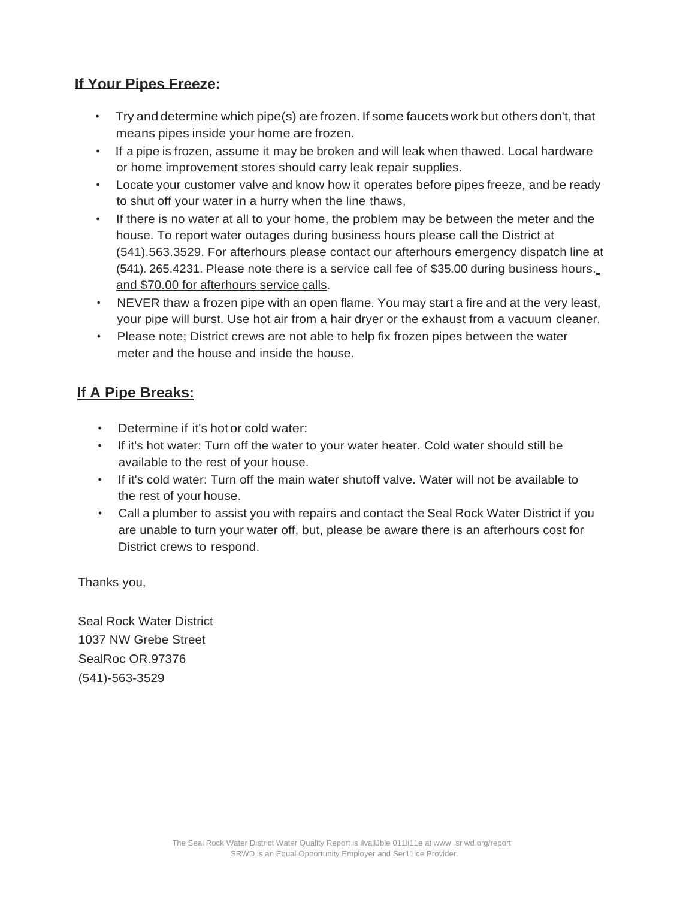## **If Your Pipes Freeze:**

- Try and determine which pipe(s) are frozen. If some faucets work but others don't, that means pipes inside your home are frozen.
- If a pipe is frozen, assume it may be broken and will leak when thawed. Local hardware or home improvement stores should carry leak repair supplies.
- Locate your customer valve and know how it operates before pipes freeze, and be ready to shut off your water in a hurry when the line thaws,
- If there is no water at all to your home, the problem may be between the meter and the house. To report water outages during business hours please call the District at (541).563.3529. For afterhours please contact our afterhours emergency dispatch line at (541). 265.4231. Please note there is a service call fee of $35.00 during business hours. and $70.00 for afterhours service calls.
- NEVER thaw a frozen pipe with an open flame. You may start a fire and at the very least, your pipe will burst. Use hot air from a hair dryer or the exhaust from a vacuum cleaner.
- Please note; District crews are not able to help fix frozen pipes between the water meter and the house and inside the house.

## **If A Pipe Breaks:**

- Determine if it's hot or cold water:
- If it's hot water: Turn off the water to your water heater. Cold water should still be available to the rest of your house.
- If it's cold water: Turn off the main water shutoff valve. Water will not be available to the rest of your house.
- Call a plumber to assist you with repairs and contact the Seal Rock Water District if you are unable to turn your water off, but, please be aware there is an afterhours cost for District crews to respond.

Thanks you,

Seal Rock Water District
1037 NW Grebe Street
SealRoc OR.97376
(541)-563-3529

The Seal Rock Water District Water Quality Report is ilvailJble 011li11e at www .sr wd.org/report
SRWD is an Equal Opportunity Employer and Ser11ice Provider.